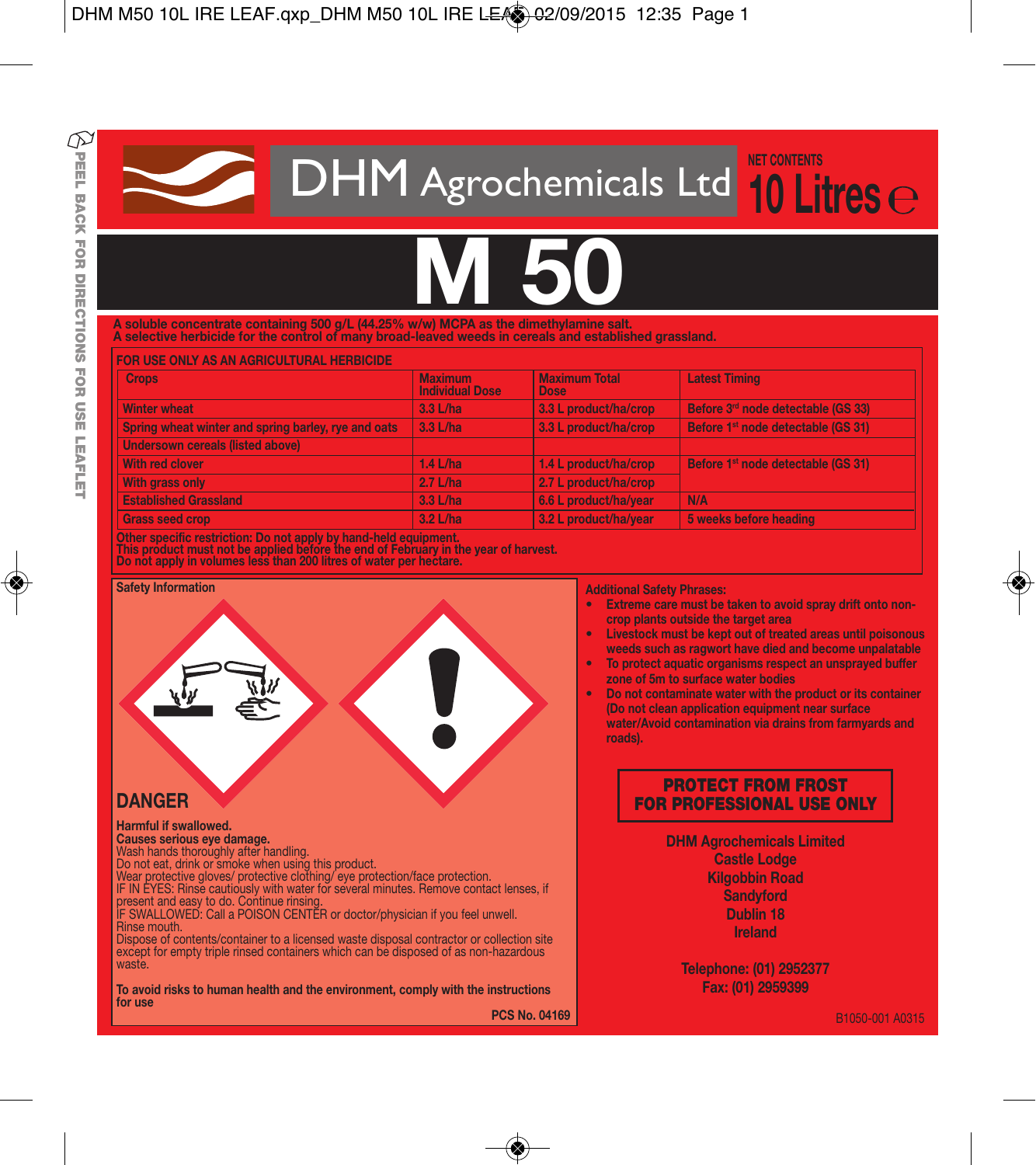PEEL BACK FOR DIRECTIONS FOR USE LEAFLET

# DHM Agrochemicals Ltd

NET CONTENTS **10 Litres ℮**

# M 50

**A soluble concentrate containing 500 g/L (44.25% w/w) MCPA as the dimethylamine salt.**
**A selective herbicide for the control of many broad-leaved weeds in cereals and established grassland.**

**FOR USE ONLY AS AN AGRICULTURAL HERBICIDE**

| Crops | Maximum Individual Dose | Maximum Total Dose | Latest Timing |
|---|---|---|---|
| Winter wheat | 3.3 L/ha | 3.3 L product/ha/crop | Before 3rd node detectable (GS 33) |
| Spring wheat winter and spring barley, rye and oats | 3.3 L/ha | 3.3 L product/ha/crop | Before 1st node detectable (GS 31) |
| Undersown cereals (listed above) | | | |
| With red clover | 1.4 L/ha | 1.4 L product/ha/crop | Before 1st node detectable (GS 31) |
| With grass only | 2.7 L/ha | 2.7 L product/ha/crop | |
| Established Grassland | 3.3 L/ha | 6.6 L product/ha/year | N/A |
| Grass seed crop | 3.2 L/ha | 3.2 L product/ha/year | 5 weeks before heading |

**Other specific restriction: Do not apply by hand-held equipment.**
**This product must not be applied before the end of February in the year of harvest.**
**Do not apply in volumes less than 200 litres of water per hectare.**

**Safety Information**

## DANGER

**Harmful if swallowed.**
**Causes serious eye damage.**
Wash hands thoroughly after handling.
Do not eat, drink or smoke when using this product.
Wear protective gloves/ protective clothing/ eye protection/face protection.
IF IN EYES: Rinse cautiously with water for several minutes. Remove contact lenses, if present and easy to do. Continue rinsing.
IF SWALLOWED: Call a POISON CENTER or doctor/physician if you feel unwell.
Rinse mouth.
Dispose of contents/container to a licensed waste disposal contractor or collection site except for empty triple rinsed containers which can be disposed of as non-hazardous waste.

**To avoid risks to human health and the environment, comply with the instructions for use**

**PCS No. 04169**

**Additional Safety Phrases:**

- **Extreme care must be taken to avoid spray drift onto non-crop plants outside the target area**
- **Livestock must be kept out of treated areas until poisonous weeds such as ragwort have died and become unpalatable**
- **To protect aquatic organisms respect an unsprayed buffer zone of 5m to surface water bodies**
- **Do not contaminate water with the product or its container (Do not clean application equipment near surface water/Avoid contamination via drains from farmyards and roads).**

**PROTECT FROM FROST**
**FOR PROFESSIONAL USE ONLY**

**DHM Agrochemicals Limited**
**Castle Lodge**
**Kilgobbin Road**
**Sandyford**
**Dublin 18**
**Ireland**

**Telephone: (01) 2952377**
**Fax: (01) 2959399**

B1050-001 A0315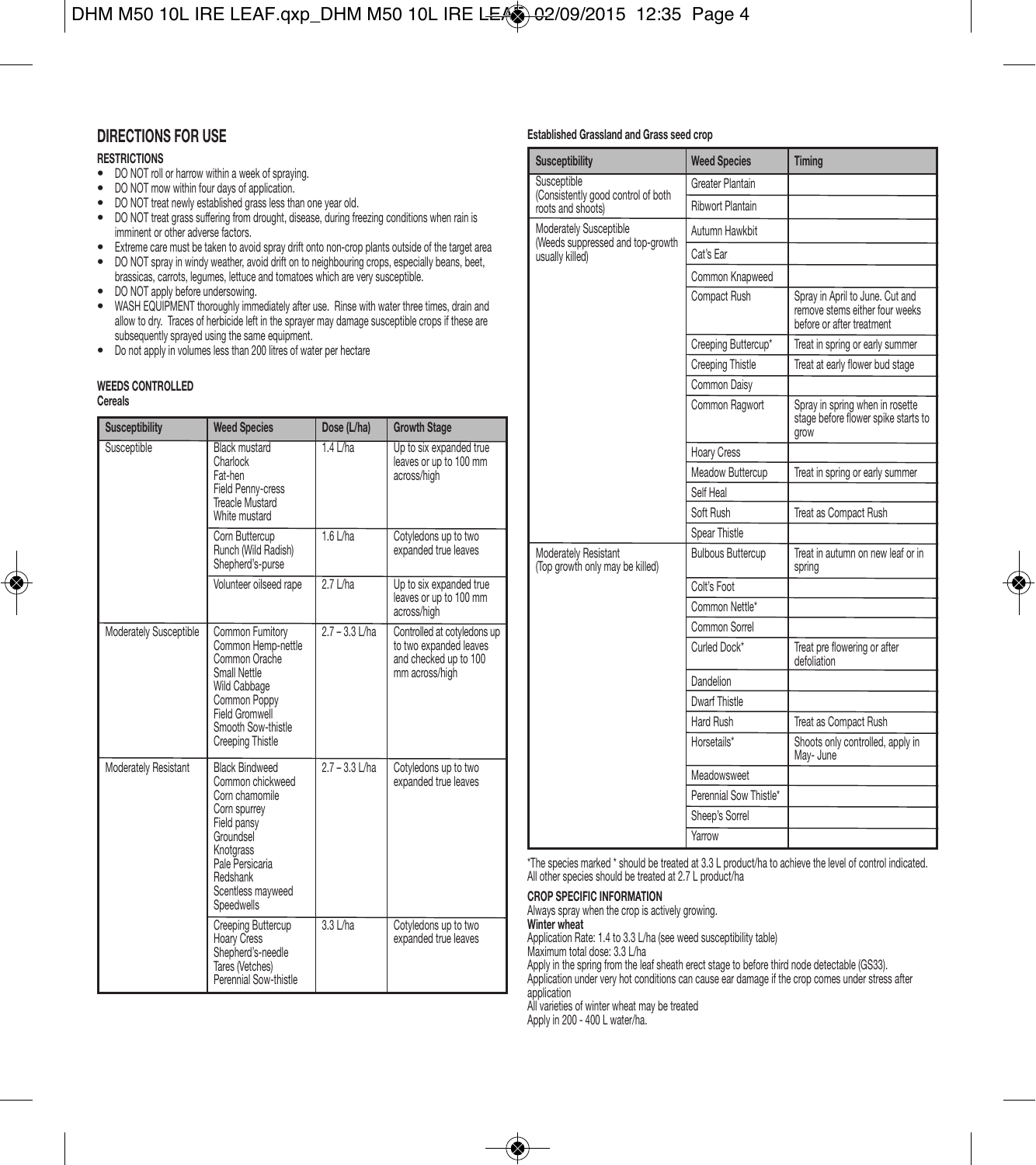## DIRECTIONS FOR USE

### RESTRICTIONS

- DO NOT roll or harrow within a week of spraying.
- DO NOT mow within four days of application.
- DO NOT treat newly established grass less than one year old.
- DO NOT treat grass suffering from drought, disease, during freezing conditions when rain is imminent or other adverse factors.
- Extreme care must be taken to avoid spray drift onto non-crop plants outside of the target area
- DO NOT spray in windy weather, avoid drift on to neighbouring crops, especially beans, beet, brassicas, carrots, legumes, lettuce and tomatoes which are very susceptible.
- DO NOT apply before undersowing.
- WASH EQUIPMENT thoroughly immediately after use. Rinse with water three times, drain and allow to dry. Traces of herbicide left in the sprayer may damage susceptible crops if these are subsequently sprayed using the same equipment.
- Do not apply in volumes less than 200 litres of water per hectare

### WEEDS CONTROLLED

**Cereals**

| Susceptibility | Weed Species | Dose (L/ha) | Growth Stage |
|---|---|---|---|
| Susceptible | Black mustard<br>Charlock<br>Fat-hen<br>Field Penny-cress<br>Treacle Mustard<br>White mustard | 1.4 L/ha | Up to six expanded true leaves or up to 100 mm across/high |
| | Corn Buttercup<br>Runch (Wild Radish)<br>Shepherd's-purse | 1.6 L/ha | Cotyledons up to two expanded true leaves |
| | Volunteer oilseed rape | 2.7 L/ha | Up to six expanded true leaves or up to 100 mm across/high |
| Moderately Susceptible | Common Fumitory<br>Common Hemp-nettle<br>Common Orache<br>Small Nettle<br>Wild Cabbage<br>Common Poppy<br>Field Gromwell<br>Smooth Sow-thistle<br>Creeping Thistle | 2.7 – 3.3 L/ha | Controlled at cotyledons up to two expanded leaves and checked up to 100 mm across/high |
| Moderately Resistant | Black Bindweed<br>Common chickweed<br>Corn chamomile<br>Corn spurrey<br>Field pansy<br>Groundsel<br>Knotgrass<br>Pale Persicaria<br>Redshank<br>Scentless mayweed<br>Speedwells | 2.7 – 3.3 L/ha | Cotyledons up to two expanded true leaves |
| | Creeping Buttercup<br>Hoary Cress<br>Shepherd's-needle<br>Tares (Vetches)<br>Perennial Sow-thistle | 3.3 L/ha | Cotyledons up to two expanded true leaves |

**Established Grassland and Grass seed crop**

| Susceptibility | Weed Species | Timing |
|---|---|---|
| Susceptible (Consistently good control of both roots and shoots) | Greater Plantain | |
| | Ribwort Plantain | |
| Moderately Susceptible (Weeds suppressed and top-growth usually killed) | Autumn Hawkbit | |
| | Cat's Ear | |
| | Common Knapweed | |
| | Compact Rush | Spray in April to June. Cut and remove stems either four weeks before or after treatment |
| | Creeping Buttercup* | Treat in spring or early summer |
| | Creeping Thistle | Treat at early flower bud stage |
| | Common Daisy | |
| | Common Ragwort | Spray in spring when in rosette stage before flower spike starts to grow |
| | Hoary Cress | |
| | Meadow Buttercup | Treat in spring or early summer |
| | Self Heal | |
| | Soft Rush | Treat as Compact Rush |
| | Spear Thistle | |
| Moderately Resistant (Top growth only may be killed) | Bulbous Buttercup | Treat in autumn on new leaf or in spring |
| | Colt's Foot | |
| | Common Nettle* | |
| | Common Sorrel | |
| | Curled Dock* | Treat pre flowering or after defoliation |
| | Dandelion | |
| | Dwarf Thistle | |
| | Hard Rush | Treat as Compact Rush |
| | Horsetails* | Shoots only controlled, apply in May- June |
| | Meadowsweet | |
| | Perennial Sow Thistle* | |
| | Sheep's Sorrel | |
| | Yarrow | |

*The species marked * should be treated at 3.3 L product/ha to achieve the level of control indicated. All other species should be treated at 2.7 L product/ha

### CROP SPECIFIC INFORMATION

Always spray when the crop is actively growing.

**Winter wheat**

Application Rate: 1.4 to 3.3 L/ha (see weed susceptibility table)
Maximum total dose: 3.3 L/ha
Apply in the spring from the leaf sheath erect stage to before third node detectable (GS33).
Application under very hot conditions can cause ear damage if the crop comes under stress after application
All varieties of winter wheat may be treated
Apply in 200 - 400 L water/ha.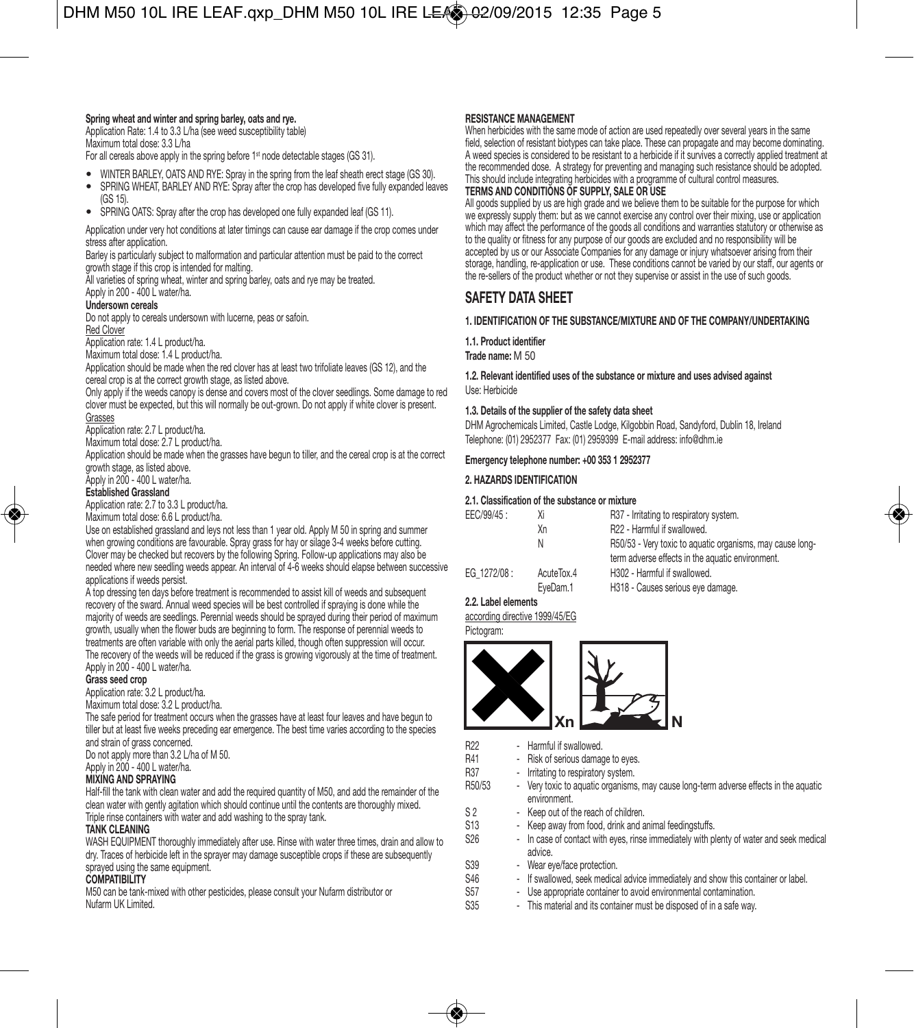**Spring wheat and winter and spring barley, oats and rye.**

Application Rate: 1.4 to 3.3 L/ha (see weed susceptibility table)
Maximum total dose: 3.3 L/ha
For all cereals above apply in the spring before 1st node detectable stages (GS 31).

- WINTER BARLEY, OATS AND RYE: Spray in the spring from the leaf sheath erect stage (GS 30).
- SPRING WHEAT, BARLEY AND RYE: Spray after the crop has developed five fully expanded leaves (GS 15).
- SPRING OATS: Spray after the crop has developed one fully expanded leaf (GS 11).

Application under very hot conditions at later timings can cause ear damage if the crop comes under stress after application.
Barley is particularly subject to malformation and particular attention must be paid to the correct growth stage if this crop is intended for malting.
All varieties of spring wheat, winter and spring barley, oats and rye may be treated.
Apply in 200 - 400 L water/ha.

**Undersown cereals**

Do not apply to cereals undersown with lucerne, peas or safoin.

Red Clover

Application rate: 1.4 L product/ha.
Maximum total dose: 1.4 L product/ha.
Application should be made when the red clover has at least two trifoliate leaves (GS 12), and the cereal crop is at the correct growth stage, as listed above.
Only apply if the weeds canopy is dense and covers most of the clover seedlings. Some damage to red clover must be expected, but this will normally be out-grown. Do not apply if white clover is present.

Grasses

Application rate: 2.7 L product/ha.
Maximum total dose: 2.7 L product/ha.
Application should be made when the grasses have begun to tiller, and the cereal crop is at the correct growth stage, as listed above.
Apply in 200 - 400 L water/ha.

**Established Grassland**

Application rate: 2.7 to 3.3 L product/ha.
Maximum total dose: 6.6 L product/ha.
Use on established grassland and leys not less than 1 year old. Apply M 50 in spring and summer when growing conditions are favourable. Spray grass for hay or silage 3-4 weeks before cutting. Clover may be checked but recovers by the following Spring. Follow-up applications may also be needed where new seedling weeds appear. An interval of 4-6 weeks should elapse between successive applications if weeds persist.
A top dressing ten days before treatment is recommended to assist kill of weeds and subsequent recovery of the sward. Annual weed species will be best controlled if spraying is done while the majority of weeds are seedlings. Perennial weeds should be sprayed during their period of maximum growth, usually when the flower buds are beginning to form. The response of perennial weeds to treatments are often variable with only the aerial parts killed, though often suppression will occur. The recovery of the weeds will be reduced if the grass is growing vigorously at the time of treatment.
Apply in 200 - 400 L water/ha.

**Grass seed crop**

Application rate: 3.2 L product/ha.
Maximum total dose: 3.2 L product/ha.
The safe period for treatment occurs when the grasses have at least four leaves and have begun to tiller but at least five weeks preceding ear emergence. The best time varies according to the species and strain of grass concerned.
Do not apply more than 3.2 L/ha of M 50.
Apply in 200 - 400 L water/ha.

**MIXING AND SPRAYING**

Half-fill the tank with clean water and add the required quantity of M50, and add the remainder of the clean water with gently agitation which should continue until the contents are thoroughly mixed.
Triple rinse containers with water and add washing to the spray tank.

**TANK CLEANING**

WASH EQUIPMENT thoroughly immediately after use. Rinse with water three times, drain and allow to dry. Traces of herbicide left in the sprayer may damage susceptible crops if these are subsequently sprayed using the same equipment.

**COMPATIBILITY**

M50 can be tank-mixed with other pesticides, please consult your Nufarm distributor or Nufarm UK Limited.

**RESISTANCE MANAGEMENT**

When herbicides with the same mode of action are used repeatedly over several years in the same field, selection of resistant biotypes can take place. These can propagate and may become dominating. A weed species is considered to be resistant to a herbicide if it survives a correctly applied treatment at the recommended dose. A strategy for preventing and managing such resistance should be adopted. This should include integrating herbicides with a programme of cultural control measures.

**TERMS AND CONDITIONS OF SUPPLY, SALE OR USE**

All goods supplied by us are high grade and we believe them to be suitable for the purpose for which we expressly supply them: but as we cannot exercise any control over their mixing, use or application which may affect the performance of the goods all conditions and warranties statutory or otherwise as to the quality or fitness for any purpose of our goods are excluded and no responsibility will be accepted by us or our Associate Companies for any damage or injury whatsoever arising from their storage, handling, re-application or use. These conditions cannot be varied by our staff, our agents or the re-sellers of the product whether or not they supervise or assist in the use of such goods.

## SAFETY DATA SHEET

**1. IDENTIFICATION OF THE SUBSTANCE/MIXTURE AND OF THE COMPANY/UNDERTAKING**

**1.1. Product identifier**

**Trade name:** M 50

**1.2. Relevant identified uses of the substance or mixture and uses advised against**

Use: Herbicide

**1.3. Details of the supplier of the safety data sheet**

DHM Agrochemicals Limited, Castle Lodge, Kilgobbin Road, Sandyford, Dublin 18, Ireland
Telephone: (01) 2952377 Fax: (01) 2959399 E-mail address: info@dhm.ie

**Emergency telephone number: +00 353 1 2952377**

**2. HAZARDS IDENTIFICATION**

**2.1. Classification of the substance or mixture**

| | | |
|---|---|---|
| EEC/99/45 : | Xi | R37 - Irritating to respiratory system. |
| | Xn | R22 - Harmful if swallowed. |
| | N | R50/53 - Very toxic to aquatic organisms, may cause long-term adverse effects in the aquatic environment. |
| EG_1272/08 : | AcuteTox.4 | H302 - Harmful if swallowed. |
| | EyeDam.1 | H318 - Causes serious eye damage. |

**2.2. Label elements**

according directive 1999/45/EG

Pictogram:

Xn N

| | |
|---|---|
| R22 | - Harmful if swallowed. |
| R41 | - Risk of serious damage to eyes. |
| R37 | - Irritating to respiratory system. |
| R50/53 | - Very toxic to aquatic organisms, may cause long-term adverse effects in the aquatic environment. |
| S 2 | - Keep out of the reach of children. |
| S13 | - Keep away from food, drink and animal feedingstuffs. |
| S26 | - In case of contact with eyes, rinse immediately with plenty of water and seek medical advice. |
| S39 | - Wear eye/face protection. |
| S46 | - If swallowed, seek medical advice immediately and show this container or label. |
| S57 | - Use appropriate container to avoid environmental contamination. |
| S35 | - This material and its container must be disposed of in a safe way. |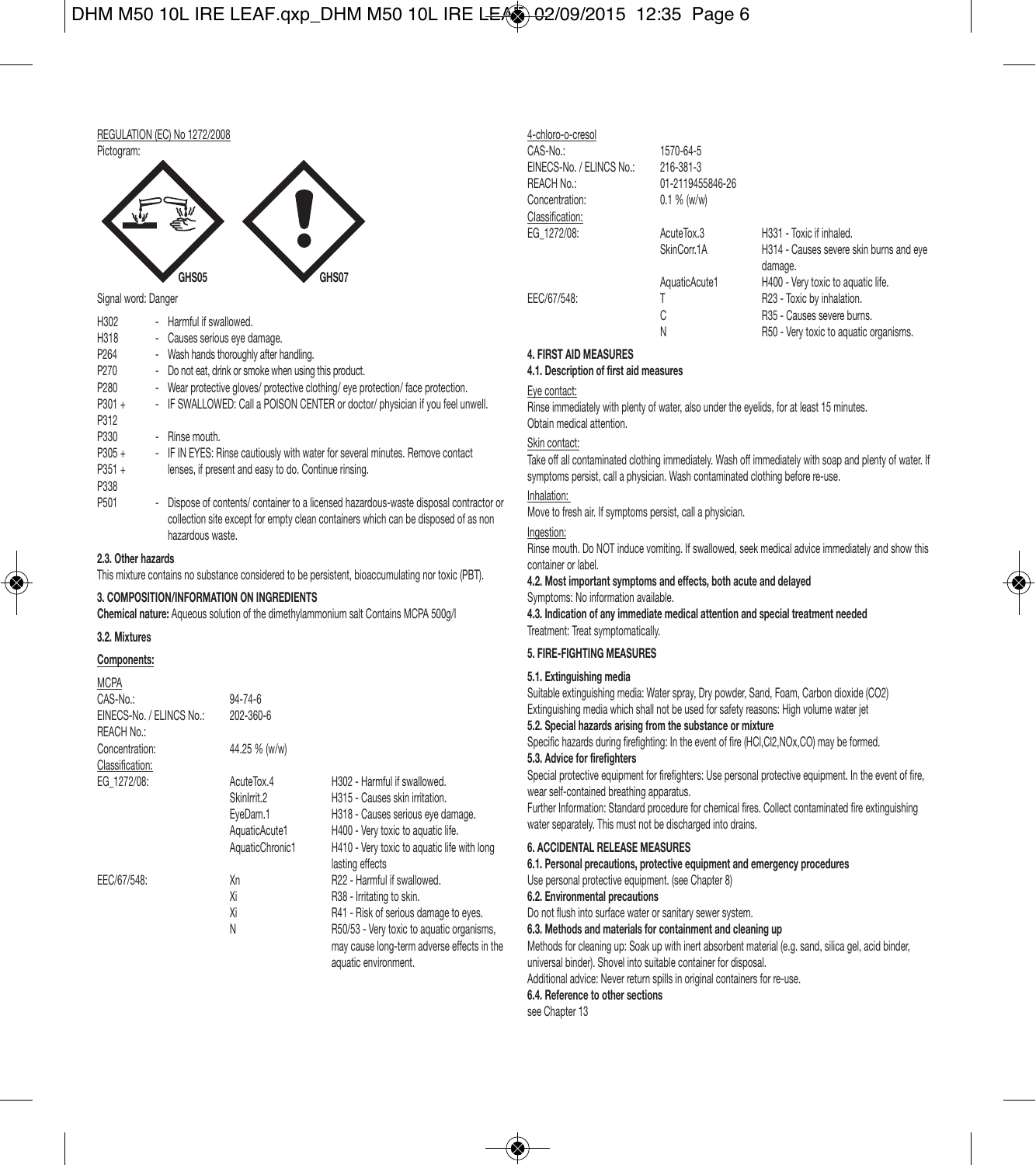REGULATION (EC) No 1272/2008

Pictogram:

GHS05 GHS07

Signal word: Danger

| | |
|---|---|
| H302 | - Harmful if swallowed. |
| H318 | - Causes serious eye damage. |
| P264 | - Wash hands thoroughly after handling. |
| P270 | - Do not eat, drink or smoke when using this product. |
| P280 | - Wear protective gloves/ protective clothing/ eye protection/ face protection. |
| P301 + P312 | - IF SWALLOWED: Call a POISON CENTER or doctor/ physician if you feel unwell. |
| P330 | - Rinse mouth. |
| P305 + P351 + P338 | - IF IN EYES: Rinse cautiously with water for several minutes. Remove contact lenses, if present and easy to do. Continue rinsing. |
| P501 | - Dispose of contents/ container to a licensed hazardous-waste disposal contractor or collection site except for empty clean containers which can be disposed of as non hazardous waste. |

**2.3. Other hazards**

This mixture contains no substance considered to be persistent, bioaccumulating nor toxic (PBT).

**3. COMPOSITION/INFORMATION ON INGREDIENTS**

**Chemical nature:** Aqueous solution of the dimethylammonium salt Contains MCPA 500g/l

**3.2. Mixtures**

**Components:**

MCPA

| | | |
|---|---|---|
| CAS-No.: | 94-74-6 | |
| EINECS-No. / ELINCS No.: | 202-360-6 | |
| REACH No.: | | |
| Concentration: | 44.25 % (w/w) | |
| Classification: | | |
| EG_1272/08: | AcuteTox.4 | H302 - Harmful if swallowed. |
| | SkinIrrit.2 | H315 - Causes skin irritation. |
| | EyeDam.1 | H318 - Causes serious eye damage. |
| | AquaticAcute1 | H400 - Very toxic to aquatic life. |
| | AquaticChronic1 | H410 - Very toxic to aquatic life with long lasting effects |
| EEC/67/548: | Xn | R22 - Harmful if swallowed. |
| | Xi | R38 - Irritating to skin. |
| | Xi | R41 - Risk of serious damage to eyes. |
| | N | R50/53 - Very toxic to aquatic organisms, may cause long-term adverse effects in the aquatic environment. |

4-chloro-o-cresol

| | | |
|---|---|---|
| CAS-No.: | 1570-64-5 | |
| EINECS-No. / ELINCS No.: | 216-381-3 | |
| REACH No.: | 01-2119455846-26 | |
| Concentration: | 0.1 % (w/w) | |
| Classification: | | |
| EG_1272/08: | AcuteTox.3 | H331 - Toxic if inhaled. |
| | SkinCorr.1A | H314 - Causes severe skin burns and eye damage. |
| | AquaticAcute1 | H400 - Very toxic to aquatic life. |
| EEC/67/548: | T | R23 - Toxic by inhalation. |
| | C | R35 - Causes severe burns. |
| | N | R50 - Very toxic to aquatic organisms. |

**4. FIRST AID MEASURES**

**4.1. Description of first aid measures**

Eye contact:

Rinse immediately with plenty of water, also under the eyelids, for at least 15 minutes. Obtain medical attention.

Skin contact:

Take off all contaminated clothing immediately. Wash off immediately with soap and plenty of water. If symptoms persist, call a physician. Wash contaminated clothing before re-use.

Inhalation:

Move to fresh air. If symptoms persist, call a physician.

Ingestion:

Rinse mouth. Do NOT induce vomiting. If swallowed, seek medical advice immediately and show this container or label.

**4.2. Most important symptoms and effects, both acute and delayed**

Symptoms: No information available.

**4.3. Indication of any immediate medical attention and special treatment needed**

Treatment: Treat symptomatically.

**5. FIRE-FIGHTING MEASURES**

**5.1. Extinguishing media**

Suitable extinguishing media: Water spray, Dry powder, Sand, Foam, Carbon dioxide ($CO_2$)

Extinguishing media which shall not be used for safety reasons: High volume water jet

**5.2. Special hazards arising from the substance or mixture**

Specific hazards during firefighting: In the event of fire ($HCl$, $Cl_2$, $NO_x$, $CO$) may be formed.

**5.3. Advice for firefighters**

Special protective equipment for firefighters: Use personal protective equipment. In the event of fire, wear self-contained breathing apparatus.

Further Information: Standard procedure for chemical fires. Collect contaminated fire extinguishing water separately. This must not be discharged into drains.

**6. ACCIDENTAL RELEASE MEASURES**

**6.1. Personal precautions, protective equipment and emergency procedures**

Use personal protective equipment. (see Chapter 8)

**6.2. Environmental precautions**

Do not flush into surface water or sanitary sewer system.

**6.3. Methods and materials for containment and cleaning up**

Methods for cleaning up: Soak up with inert absorbent material (e.g. sand, silica gel, acid binder, universal binder). Shovel into suitable container for disposal.

Additional advice: Never return spills in original containers for re-use.

**6.4. Reference to other sections**

see Chapter 13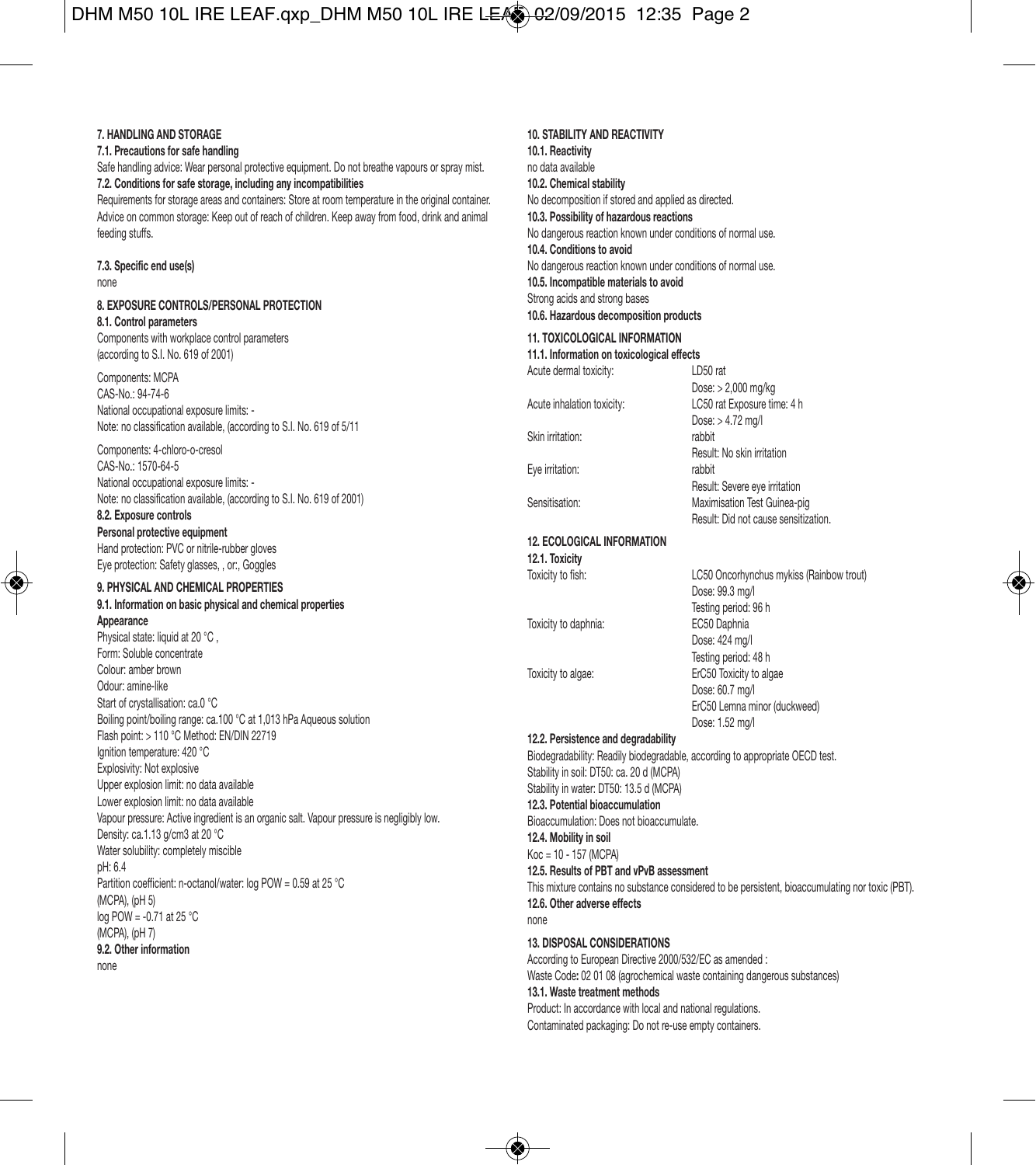## 7. HANDLING AND STORAGE

### 7.1. Precautions for safe handling

Safe handling advice: Wear personal protective equipment. Do not breathe vapours or spray mist.

### 7.2. Conditions for safe storage, including any incompatibilities

Requirements for storage areas and containers: Store at room temperature in the original container. Advice on common storage: Keep out of reach of children. Keep away from food, drink and animal feeding stuffs.

### 7.3. Specific end use(s)

none

## 8. EXPOSURE CONTROLS/PERSONAL PROTECTION

### 8.1. Control parameters

Components with workplace control parameters (according to S.I. No. 619 of 2001)

Components: MCPA
CAS-No.: 94-74-6
National occupational exposure limits: -
Note: no classification available, (according to S.I. No. 619 of 5/11

Components: 4-chloro-o-cresol
CAS-No.: 1570-64-5
National occupational exposure limits: -
Note: no classification available, (according to S.I. No. 619 of 2001)

### 8.2. Exposure controls

**Personal protective equipment**

Hand protection: PVC or nitrile-rubber gloves
Eye protection: Safety glasses, , or:, Goggles

## 9. PHYSICAL AND CHEMICAL PROPERTIES

### 9.1. Information on basic physical and chemical properties

**Appearance**

Physical state: liquid at 20 °C ,
Form: Soluble concentrate
Colour: amber brown
Odour: amine-like
Start of crystallisation: ca.0 °C
Boiling point/boiling range: ca.100 °C at 1,013 hPa Aqueous solution
Flash point: > 110 °C Method: EN/DIN 22719
Ignition temperature: 420 °C
Explosivity: Not explosive
Upper explosion limit: no data available
Lower explosion limit: no data available
Vapour pressure: Active ingredient is an organic salt. Vapour pressure is negligibly low.
Density: ca.1.13 g/cm3 at 20 °C
Water solubility: completely miscible
pH: 6.4
Partition coefficient: n-octanol/water: log POW = 0.59 at 25 °C
(MCPA), (pH 5)
log POW = -0.71 at 25 °C
(MCPA), (pH 7)

### 9.2. Other information

none

## 10. STABILITY AND REACTIVITY

### 10.1. Reactivity

no data available

### 10.2. Chemical stability

No decomposition if stored and applied as directed.

### 10.3. Possibility of hazardous reactions

No dangerous reaction known under conditions of normal use.

### 10.4. Conditions to avoid

No dangerous reaction known under conditions of normal use.

### 10.5. Incompatible materials to avoid

Strong acids and strong bases

### 10.6. Hazardous decomposition products

## 11. TOXICOLOGICAL INFORMATION

### 11.1. Information on toxicological effects

| | |
|---|---|
| Acute dermal toxicity: | LD50 rat<br>Dose: > 2,000 mg/kg |
| Acute inhalation toxicity: | LC50 rat Exposure time: 4 h<br>Dose: > 4.72 mg/l |
| Skin irritation: | rabbit<br>Result: No skin irritation |
| Eye irritation: | rabbit<br>Result: Severe eye irritation |
| Sensitisation: | Maximisation Test Guinea-pig<br>Result: Did not cause sensitization. |

## 12. ECOLOGICAL INFORMATION

### 12.1. Toxicity

| | |
|---|---|
| Toxicity to fish: | LC50 Oncorhynchus mykiss (Rainbow trout)<br>Dose: 99.3 mg/l<br>Testing period: 96 h |
| Toxicity to daphnia: | EC50 Daphnia<br>Dose: 424 mg/l<br>Testing period: 48 h |
| Toxicity to algae: | ErC50 Toxicity to algae<br>Dose: 60.7 mg/l<br>ErC50 Lemna minor (duckweed)<br>Dose: 1.52 mg/l |

### 12.2. Persistence and degradability

Biodegradability: Readily biodegradable, according to appropriate OECD test.
Stability in soil: DT50: ca. 20 d (MCPA)
Stability in water: DT50: 13.5 d (MCPA)

### 12.3. Potential bioaccumulation

Bioaccumulation: Does not bioaccumulate.

### 12.4. Mobility in soil

Koc = 10 - 157 (MCPA)

### 12.5. Results of PBT and vPvB assessment

This mixture contains no substance considered to be persistent, bioaccumulating nor toxic (PBT).

### 12.6. Other adverse effects

none

## 13. DISPOSAL CONSIDERATIONS

According to European Directive 2000/532/EC as amended :
Waste Code**:** 02 01 08 (agrochemical waste containing dangerous substances)

### 13.1. Waste treatment methods

Product: In accordance with local and national regulations.
Contaminated packaging: Do not re-use empty containers.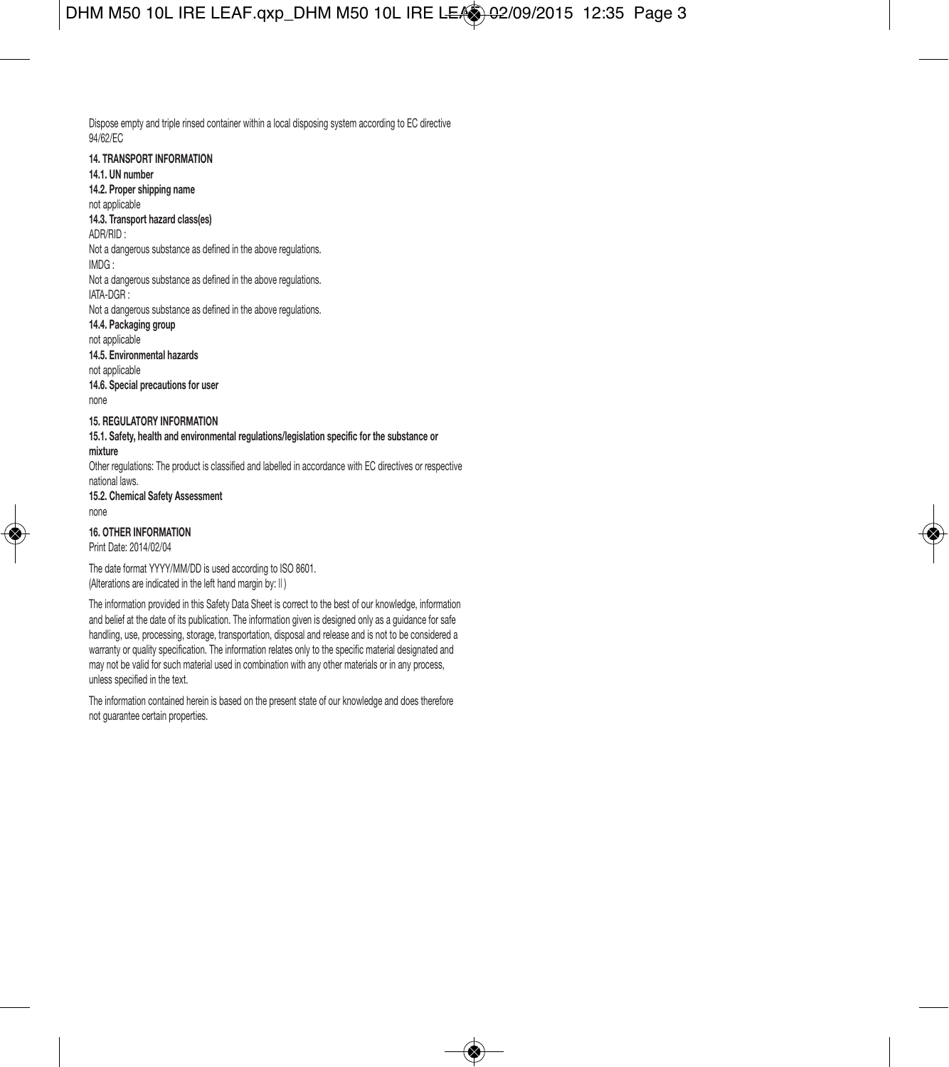Dispose empty and triple rinsed container within a local disposing system according to EC directive 94/62/EC

## 14. TRANSPORT INFORMATION

**14.1. UN number**

**14.2. Proper shipping name**

not applicable

**14.3. Transport hazard class(es)**

ADR/RID :

Not a dangerous substance as defined in the above regulations.

IMDG :

Not a dangerous substance as defined in the above regulations.

IATA-DGR :

Not a dangerous substance as defined in the above regulations.

**14.4. Packaging group**

not applicable

**14.5. Environmental hazards**

not applicable

**14.6. Special precautions for user**

none

## 15. REGULATORY INFORMATION

**15.1. Safety, health and environmental regulations/legislation specific for the substance or mixture**

Other regulations: The product is classified and labelled in accordance with EC directives or respective national laws.

**15.2. Chemical Safety Assessment**

none

## 16. OTHER INFORMATION

Print Date: 2014/02/04

The date format YYYY/MM/DD is used according to ISO 8601.
(Alterations are indicated in the left hand margin by: II)

The information provided in this Safety Data Sheet is correct to the best of our knowledge, information and belief at the date of its publication. The information given is designed only as a guidance for safe handling, use, processing, storage, transportation, disposal and release and is not to be considered a warranty or quality specification. The information relates only to the specific material designated and may not be valid for such material used in combination with any other materials or in any process, unless specified in the text.

The information contained herein is based on the present state of our knowledge and does therefore not guarantee certain properties.